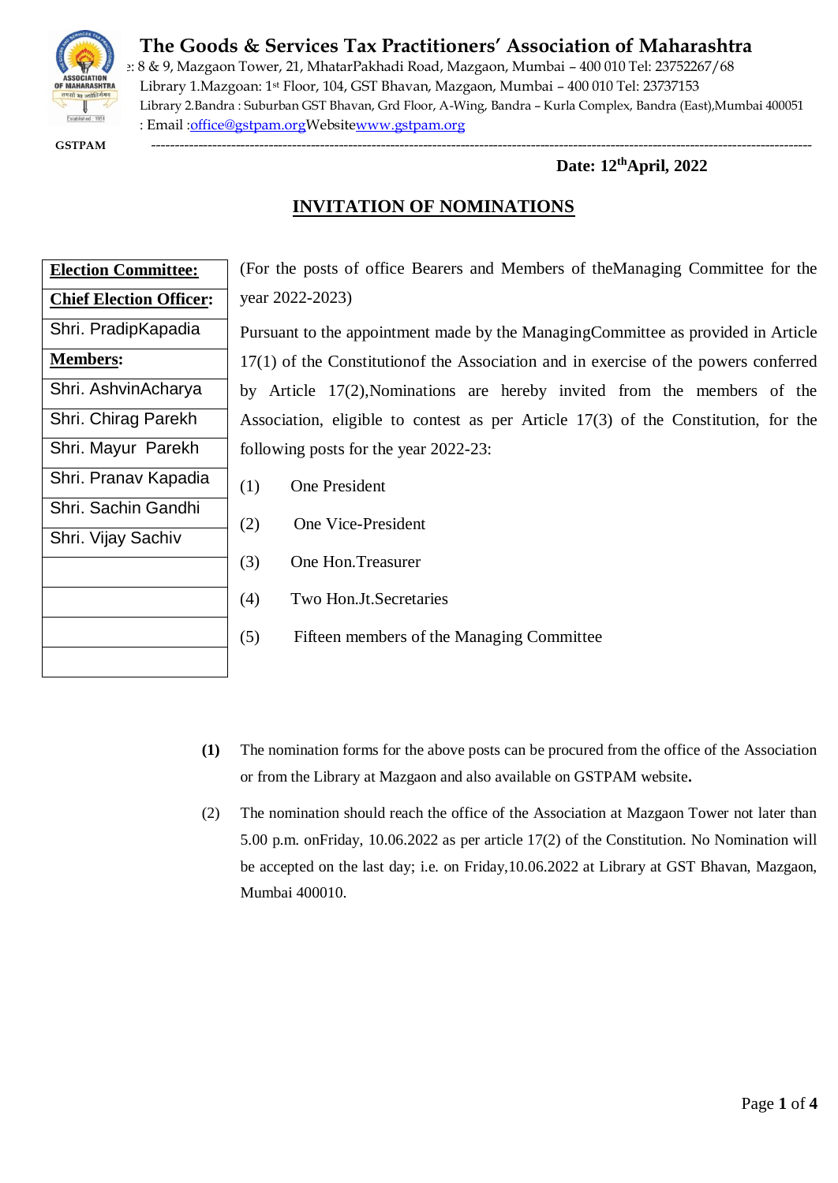# The Goods & Services Tax Practitioners' Association of Maharashtra

e: 8 & 9, Mazgaon Tower, 21, MhatarPakhadi Road, Mazgaon, Mumbai – 400 010 Tel: 23752267/68
Library 1.Mazgoan: 1st Floor, 104, GST Bhavan, Mazgaon, Mumbai – 400 010 Tel: 23737153
Library 2.Bandra : Suburban GST Bhavan, Grd Floor, A-Wing, Bandra – Kurla Complex, Bandra (East),Mumbai 400051
: Email :office@gstpam.orgWebsitewww.gstpam.org

GSTPAM

**Date: 12th April, 2022**

## INVITATION OF NOMINATIONS

| **Election Committee:** |
|---|
| **Chief Election Officer:** |
| Shri. PradipKapadia |
| **Members:** |
| Shri. AshvinAcharya |
| Shri. Chirag Parekh |
| Shri. Mayur Parekh |
| Shri. Pranav Kapadia |
| Shri. Sachin Gandhi |
| Shri. Vijay Sachiv |
| |
| |
| |
| |

(For the posts of office Bearers and Members of theManaging Committee for the year 2022-2023)

Pursuant to the appointment made by the ManagingCommittee as provided in Article 17(1) of the Constitutionof the Association and in exercise of the powers conferred by Article 17(2),Nominations are hereby invited from the members of the Association, eligible to contest as per Article 17(3) of the Constitution, for the following posts for the year 2022-23:

(1) One President

(2) One Vice-President

(3) One Hon.Treasurer

(4) Two Hon.Jt.Secretaries

(5) Fifteen members of the Managing Committee

**(1)** The nomination forms for the above posts can be procured from the office of the Association or from the Library at Mazgaon and also available on GSTPAM website**.**

(2) The nomination should reach the office of the Association at Mazgaon Tower not later than 5.00 p.m. onFriday, 10.06.2022 as per article 17(2) of the Constitution. No Nomination will be accepted on the last day; i.e. on Friday,10.06.2022 at Library at GST Bhavan, Mazgaon, Mumbai 400010.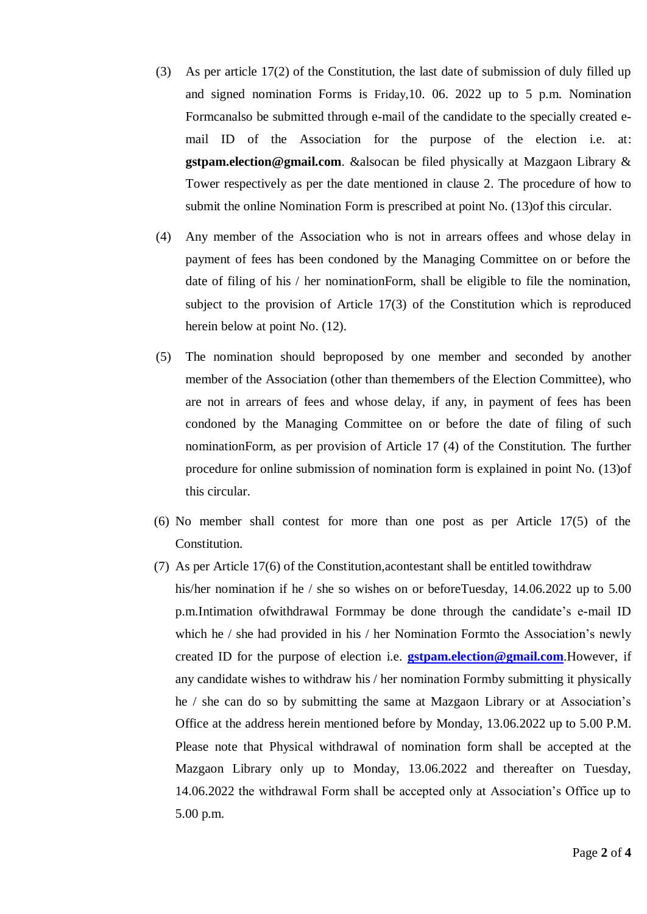(3) As per article 17(2) of the Constitution, the last date of submission of duly filled up and signed nomination Forms is Friday,10. 06. 2022 up to 5 p.m. Nomination Formcanalso be submitted through e-mail of the candidate to the specially created e-mail ID of the Association for the purpose of the election i.e. at: **gstpam.election@gmail.com**. &alsocan be filed physically at Mazgaon Library & Tower respectively as per the date mentioned in clause 2. The procedure of how to submit the online Nomination Form is prescribed at point No. (13)of this circular.

(4) Any member of the Association who is not in arrears offees and whose delay in payment of fees has been condoned by the Managing Committee on or before the date of filing of his / her nominationForm, shall be eligible to file the nomination, subject to the provision of Article 17(3) of the Constitution which is reproduced herein below at point No. (12).

(5) The nomination should beproposed by one member and seconded by another member of the Association (other than themembers of the Election Committee), who are not in arrears of fees and whose delay, if any, in payment of fees has been condoned by the Managing Committee on or before the date of filing of such nominationForm, as per provision of Article 17 (4) of the Constitution. The further procedure for online submission of nomination form is explained in point No. (13)of this circular.

(6) No member shall contest for more than one post as per Article 17(5) of the Constitution.

(7) As per Article 17(6) of the Constitution,acontestant shall be entitled towithdraw his/her nomination if he / she so wishes on or beforeTuesday, 14.06.2022 up to 5.00 p.m.Intimation ofwithdrawal Formmay be done through the candidate's e-mail ID which he / she had provided in his / her Nomination Formto the Association's newly created ID for the purpose of election i.e. **gstpam.election@gmail.com**.However, if any candidate wishes to withdraw his / her nomination Formby submitting it physically he / she can do so by submitting the same at Mazgaon Library or at Association's Office at the address herein mentioned before by Monday, 13.06.2022 up to 5.00 P.M. Please note that Physical withdrawal of nomination form shall be accepted at the Mazgaon Library only up to Monday, 13.06.2022 and thereafter on Tuesday, 14.06.2022 the withdrawal Form shall be accepted only at Association's Office up to 5.00 p.m.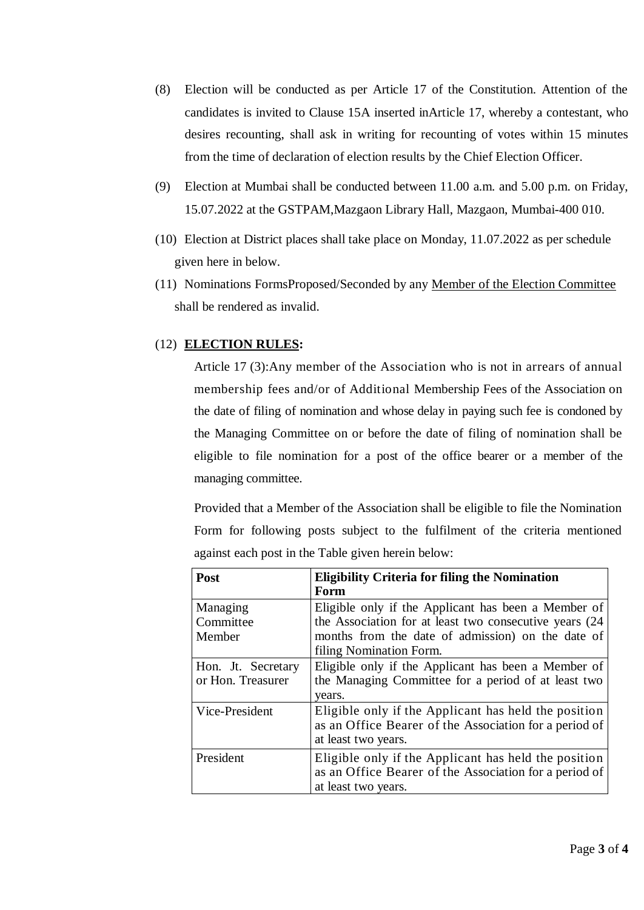(8) Election will be conducted as per Article 17 of the Constitution. Attention of the candidates is invited to Clause 15A inserted inArticle 17, whereby a contestant, who desires recounting, shall ask in writing for recounting of votes within 15 minutes from the time of declaration of election results by the Chief Election Officer.

(9) Election at Mumbai shall be conducted between 11.00 a.m. and 5.00 p.m. on Friday, 15.07.2022 at the GSTPAM,Mazgaon Library Hall, Mazgaon, Mumbai-400 010.

(10) Election at District places shall take place on Monday, 11.07.2022 as per schedule given here in below.

(11) Nominations FormsProposed/Seconded by any <u>Member of the Election Committee</u> shall be rendered as invalid.

(12) **<u>ELECTION RULES</u>:**

Article 17 (3):Any member of the Association who is not in arrears of annual membership fees and/or of Additional Membership Fees of the Association on the date of filing of nomination and whose delay in paying such fee is condoned by the Managing Committee on or before the date of filing of nomination shall be eligible to file nomination for a post of the office bearer or a member of the managing committee.

Provided that a Member of the Association shall be eligible to file the Nomination Form for following posts subject to the fulfilment of the criteria mentioned against each post in the Table given herein below:

| **Post** | **Eligibility Criteria for filing the Nomination Form** |
|---|---|
| Managing Committee Member | Eligible only if the Applicant has been a Member of the Association for at least two consecutive years (24 months from the date of admission) on the date of filing Nomination Form. |
| Hon. Jt. Secretary or Hon. Treasurer | Eligible only if the Applicant has been a Member of the Managing Committee for a period of at least two years. |
| Vice-President | Eligible only if the Applicant has held the position as an Office Bearer of the Association for a period of at least two years. |
| President | Eligible only if the Applicant has held the position as an Office Bearer of the Association for a period of at least two years. |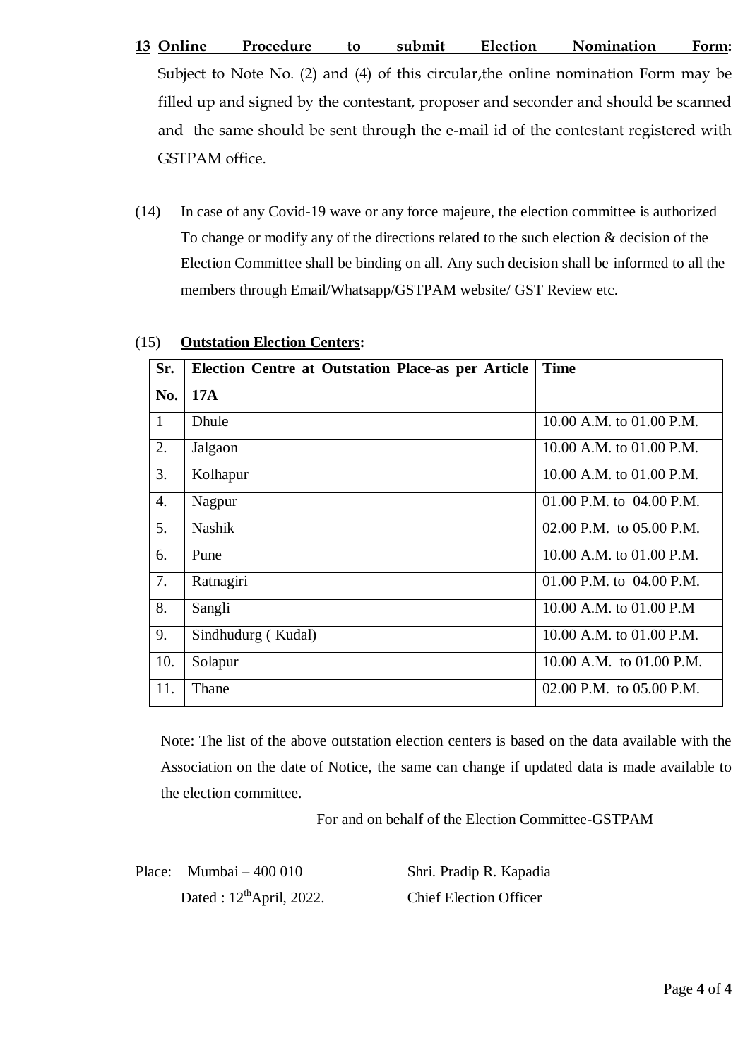**13 <u>Online Procedure to submit Election Nomination Form:</u>** Subject to Note No. (2) and (4) of this circular,the online nomination Form may be filled up and signed by the contestant, proposer and seconder and should be scanned and the same should be sent through the e-mail id of the contestant registered with GSTPAM office.

(14) In case of any Covid-19 wave or any force majeure, the election committee is authorized To change or modify any of the directions related to the such election & decision of the Election Committee shall be binding on all. Any such decision shall be informed to all the members through Email/Whatsapp/GSTPAM website/ GST Review etc.

(15) **<u>Outstation Election Centers</u>:**

| **Sr. No.** | **Election Centre at Outstation Place-as per Article 17A** | **Time** |
|---|---|---|
| 1 | Dhule | 10.00 A.M. to 01.00 P.M. |
| 2. | Jalgaon | 10.00 A.M. to 01.00 P.M. |
| 3. | Kolhapur | 10.00 A.M. to 01.00 P.M. |
| 4. | Nagpur | 01.00 P.M. to 04.00 P.M. |
| 5. | Nashik | 02.00 P.M. to 05.00 P.M. |
| 6. | Pune | 10.00 A.M. to 01.00 P.M. |
| 7. | Ratnagiri | 01.00 P.M. to 04.00 P.M. |
| 8. | Sangli | 10.00 A.M. to 01.00 P.M |
| 9. | Sindhudurg ( Kudal) | 10.00 A.M. to 01.00 P.M. |
| 10. | Solapur | 10.00 A.M. to 01.00 P.M. |
| 11. | Thane | 02.00 P.M. to 05.00 P.M. |

Note: The list of the above outstation election centers is based on the data available with the Association on the date of Notice, the same can change if updated data is made available to the election committee.

For and on behalf of the Election Committee-GSTPAM

Place: Mumbai – 400 010
Dated : 12th April, 2022.

Shri. Pradip R. Kapadia
Chief Election Officer